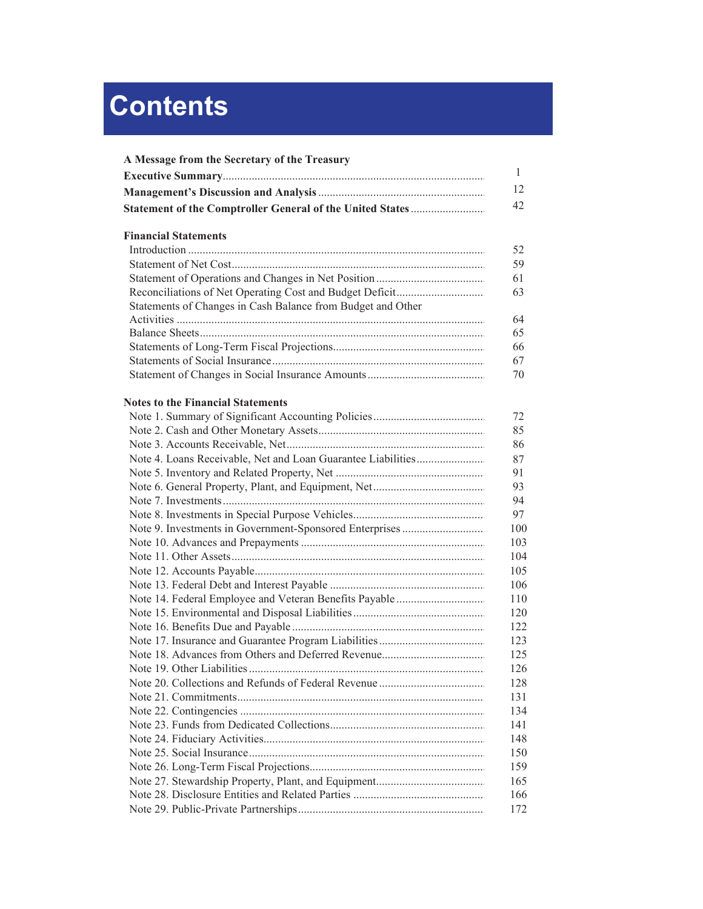# Contents

| | |
|---|---|
| **A Message from the Secretary of the Treasury** | |
| **Executive Summary** | 1 |
| **Management's Discussion and Analysis** | 12 |
| **Statement of the Comptroller General of the United States** | 42 |
| | |
| **Financial Statements** | |
| Introduction | 52 |
| Statement of Net Cost | 59 |
| Statement of Operations and Changes in Net Position | 61 |
| Reconciliations of Net Operating Cost and Budget Deficit | 63 |
| Statements of Changes in Cash Balance from Budget and Other Activities | 64 |
| Balance Sheets | 65 |
| Statements of Long-Term Fiscal Projections | 66 |
| Statements of Social Insurance | 67 |
| Statement of Changes in Social Insurance Amounts | 70 |
| | |
| **Notes to the Financial Statements** | |
| Note 1. Summary of Significant Accounting Policies | 72 |
| Note 2. Cash and Other Monetary Assets | 85 |
| Note 3. Accounts Receivable, Net | 86 |
| Note 4. Loans Receivable, Net and Loan Guarantee Liabilities | 87 |
| Note 5. Inventory and Related Property, Net | 91 |
| Note 6. General Property, Plant, and Equipment, Net | 93 |
| Note 7. Investments | 94 |
| Note 8. Investments in Special Purpose Vehicles | 97 |
| Note 9. Investments in Government-Sponsored Enterprises | 100 |
| Note 10. Advances and Prepayments | 103 |
| Note 11. Other Assets | 104 |
| Note 12. Accounts Payable | 105 |
| Note 13. Federal Debt and Interest Payable | 106 |
| Note 14. Federal Employee and Veteran Benefits Payable | 110 |
| Note 15. Environmental and Disposal Liabilities | 120 |
| Note 16. Benefits Due and Payable | 122 |
| Note 17. Insurance and Guarantee Program Liabilities | 123 |
| Note 18. Advances from Others and Deferred Revenue | 125 |
| Note 19. Other Liabilities | 126 |
| Note 20. Collections and Refunds of Federal Revenue | 128 |
| Note 21. Commitments | 131 |
| Note 22. Contingencies | 134 |
| Note 23. Funds from Dedicated Collections | 141 |
| Note 24. Fiduciary Activities | 148 |
| Note 25. Social Insurance | 150 |
| Note 26. Long-Term Fiscal Projections | 159 |
| Note 27. Stewardship Property, Plant, and Equipment | 165 |
| Note 28. Disclosure Entities and Related Parties | 166 |
| Note 29. Public-Private Partnerships | 172 |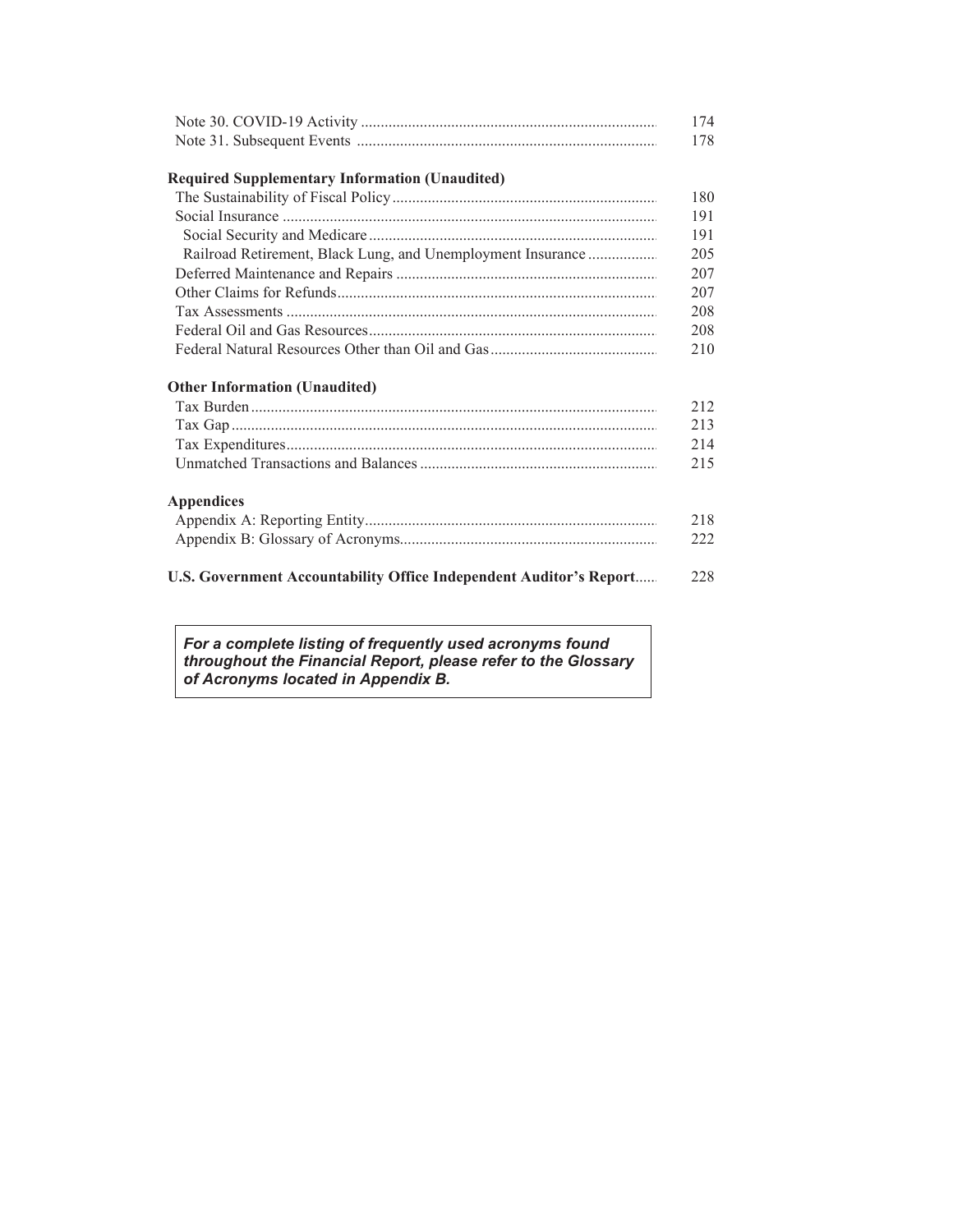| | |
|---|---|
| Note 30. COVID-19 Activity | 174 |
| Note 31. Subsequent Events | 178 |
| **Required Supplementary Information (Unaudited)** | |
| The Sustainability of Fiscal Policy | 180 |
| Social Insurance | 191 |
| Social Security and Medicare | 191 |
| Railroad Retirement, Black Lung, and Unemployment Insurance | 205 |
| Deferred Maintenance and Repairs | 207 |
| Other Claims for Refunds | 207 |
| Tax Assessments | 208 |
| Federal Oil and Gas Resources | 208 |
| Federal Natural Resources Other than Oil and Gas | 210 |
| **Other Information (Unaudited)** | |
| Tax Burden | 212 |
| Tax Gap | 213 |
| Tax Expenditures | 214 |
| Unmatched Transactions and Balances | 215 |
| **Appendices** | |
| Appendix A: Reporting Entity | 218 |
| Appendix B: Glossary of Acronyms | 222 |
| **U.S. Government Accountability Office Independent Auditor's Report** | 228 |

***For a complete listing of frequently used acronyms found throughout the Financial Report, please refer to the Glossary of Acronyms located in Appendix B.***